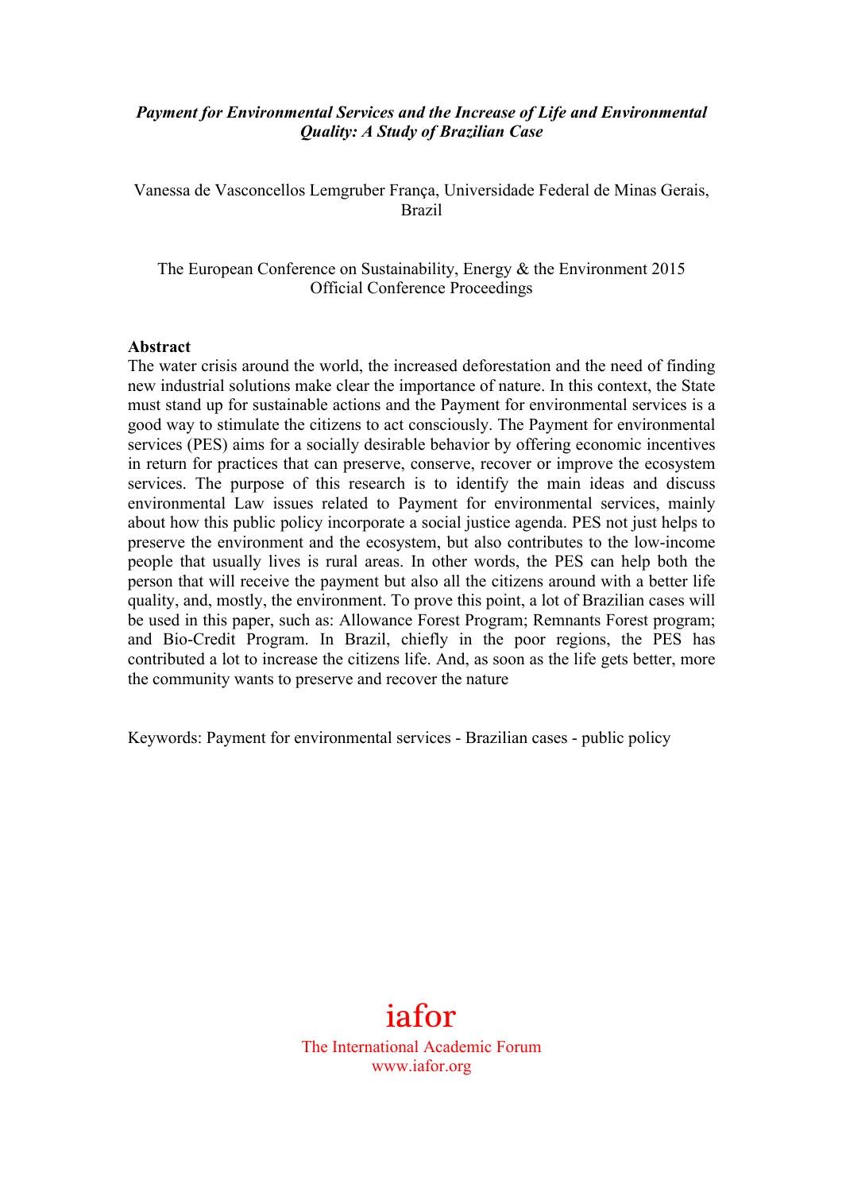***Payment for Environmental Services and the Increase of Life and Environmental Quality: A Study of Brazilian Case***

Vanessa de Vasconcellos Lemgruber França, Universidade Federal de Minas Gerais, Brazil

The European Conference on Sustainability, Energy & the Environment 2015
Official Conference Proceedings

**Abstract**

The water crisis around the world, the increased deforestation and the need of finding new industrial solutions make clear the importance of nature. In this context, the State must stand up for sustainable actions and the Payment for environmental services is a good way to stimulate the citizens to act consciously. The Payment for environmental services (PES) aims for a socially desirable behavior by offering economic incentives in return for practices that can preserve, conserve, recover or improve the ecosystem services. The purpose of this research is to identify the main ideas and discuss environmental Law issues related to Payment for environmental services, mainly about how this public policy incorporate a social justice agenda. PES not just helps to preserve the environment and the ecosystem, but also contributes to the low-income people that usually lives is rural areas. In other words, the PES can help both the person that will receive the payment but also all the citizens around with a better life quality, and, mostly, the environment. To prove this point, a lot of Brazilian cases will be used in this paper, such as: Allowance Forest Program; Remnants Forest program; and Bio-Credit Program. In Brazil, chiefly in the poor regions, the PES has contributed a lot to increase the citizens life. And, as soon as the life gets better, more the community wants to preserve and recover the nature

Keywords: Payment for environmental services - Brazilian cases - public policy

iafor
The International Academic Forum
www.iafor.org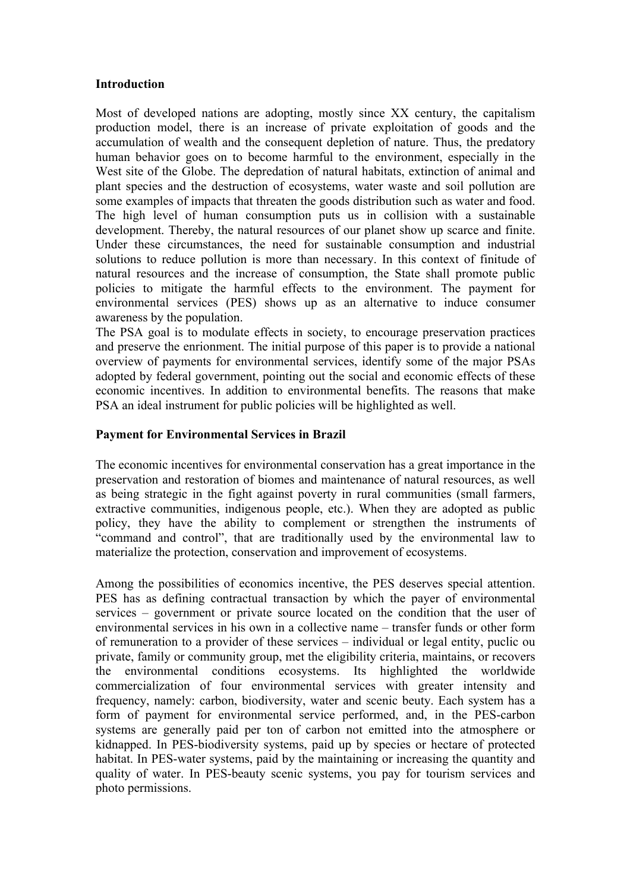**Introduction**

Most of developed nations are adopting, mostly since XX century, the capitalism production model, there is an increase of private exploitation of goods and the accumulation of wealth and the consequent depletion of nature. Thus, the predatory human behavior goes on to become harmful to the environment, especially in the West site of the Globe. The depredation of natural habitats, extinction of animal and plant species and the destruction of ecosystems, water waste and soil pollution are some examples of impacts that threaten the goods distribution such as water and food. The high level of human consumption puts us in collision with a sustainable development. Thereby, the natural resources of our planet show up scarce and finite. Under these circumstances, the need for sustainable consumption and industrial solutions to reduce pollution is more than necessary. In this context of finitude of natural resources and the increase of consumption, the State shall promote public policies to mitigate the harmful effects to the environment. The payment for environmental services (PES) shows up as an alternative to induce consumer awareness by the population.
The PSA goal is to modulate effects in society, to encourage preservation practices and preserve the enrionment. The initial purpose of this paper is to provide a national overview of payments for environmental services, identify some of the major PSAs adopted by federal government, pointing out the social and economic effects of these economic incentives. In addition to environmental benefits. The reasons that make PSA an ideal instrument for public policies will be highlighted as well.

**Payment for Environmental Services in Brazil**

The economic incentives for environmental conservation has a great importance in the preservation and restoration of biomes and maintenance of natural resources, as well as being strategic in the fight against poverty in rural communities (small farmers, extractive communities, indigenous people, etc.). When they are adopted as public policy, they have the ability to complement or strengthen the instruments of "command and control", that are traditionally used by the environmental law to materialize the protection, conservation and improvement of ecosystems.

Among the possibilities of economics incentive, the PES deserves special attention. PES has as defining contractual transaction by which the payer of environmental services – government or private source located on the condition that the user of environmental services in his own in a collective name – transfer funds or other form of remuneration to a provider of these services – individual or legal entity, puclic ou private, family or community group, met the eligibility criteria, maintains, or recovers the environmental conditions ecosystems. Its highlighted the worldwide commercialization of four environmental services with greater intensity and frequency, namely: carbon, biodiversity, water and scenic beuty. Each system has a form of payment for environmental service performed, and, in the PES-carbon systems are generally paid per ton of carbon not emitted into the atmosphere or kidnapped. In PES-biodiversity systems, paid up by species or hectare of protected habitat. In PES-water systems, paid by the maintaining or increasing the quantity and quality of water. In PES-beauty scenic systems, you pay for tourism services and photo permissions.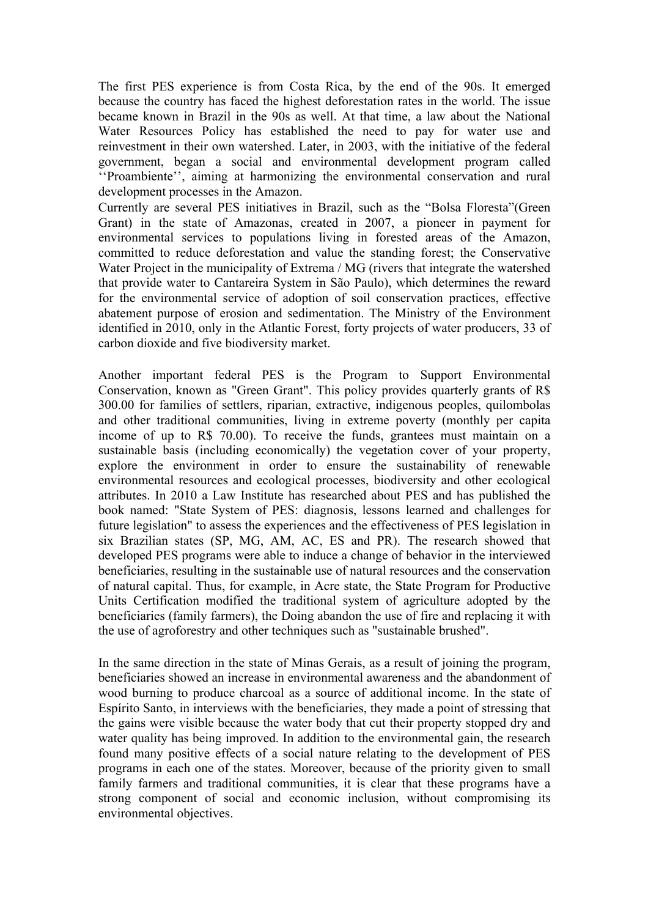The first PES experience is from Costa Rica, by the end of the 90s. It emerged because the country has faced the highest deforestation rates in the world. The issue became known in Brazil in the 90s as well. At that time, a law about the National Water Resources Policy has established the need to pay for water use and reinvestment in their own watershed. Later, in 2003, with the initiative of the federal government, began a social and environmental development program called ''Proambiente'', aiming at harmonizing the environmental conservation and rural development processes in the Amazon.

Currently are several PES initiatives in Brazil, such as the "Bolsa Floresta"(Green Grant) in the state of Amazonas, created in 2007, a pioneer in payment for environmental services to populations living in forested areas of the Amazon, committed to reduce deforestation and value the standing forest; the Conservative Water Project in the municipality of Extrema / MG (rivers that integrate the watershed that provide water to Cantareira System in São Paulo), which determines the reward for the environmental service of adoption of soil conservation practices, effective abatement purpose of erosion and sedimentation. The Ministry of the Environment identified in 2010, only in the Atlantic Forest, forty projects of water producers, 33 of carbon dioxide and five biodiversity market.

Another important federal PES is the Program to Support Environmental Conservation, known as "Green Grant". This policy provides quarterly grants of R$ 300.00 for families of settlers, riparian, extractive, indigenous peoples, quilombolas and other traditional communities, living in extreme poverty (monthly per capita income of up to R$ 70.00). To receive the funds, grantees must maintain on a sustainable basis (including economically) the vegetation cover of your property, explore the environment in order to ensure the sustainability of renewable environmental resources and ecological processes, biodiversity and other ecological attributes. In 2010 a Law Institute has researched about PES and has published the book named: "State System of PES: diagnosis, lessons learned and challenges for future legislation" to assess the experiences and the effectiveness of PES legislation in six Brazilian states (SP, MG, AM, AC, ES and PR). The research showed that developed PES programs were able to induce a change of behavior in the interviewed beneficiaries, resulting in the sustainable use of natural resources and the conservation of natural capital. Thus, for example, in Acre state, the State Program for Productive Units Certification modified the traditional system of agriculture adopted by the beneficiaries (family farmers), the Doing abandon the use of fire and replacing it with the use of agroforestry and other techniques such as "sustainable brushed".

In the same direction in the state of Minas Gerais, as a result of joining the program, beneficiaries showed an increase in environmental awareness and the abandonment of wood burning to produce charcoal as a source of additional income. In the state of Espírito Santo, in interviews with the beneficiaries, they made a point of stressing that the gains were visible because the water body that cut their property stopped dry and water quality has being improved. In addition to the environmental gain, the research found many positive effects of a social nature relating to the development of PES programs in each one of the states. Moreover, because of the priority given to small family farmers and traditional communities, it is clear that these programs have a strong component of social and economic inclusion, without compromising its environmental objectives.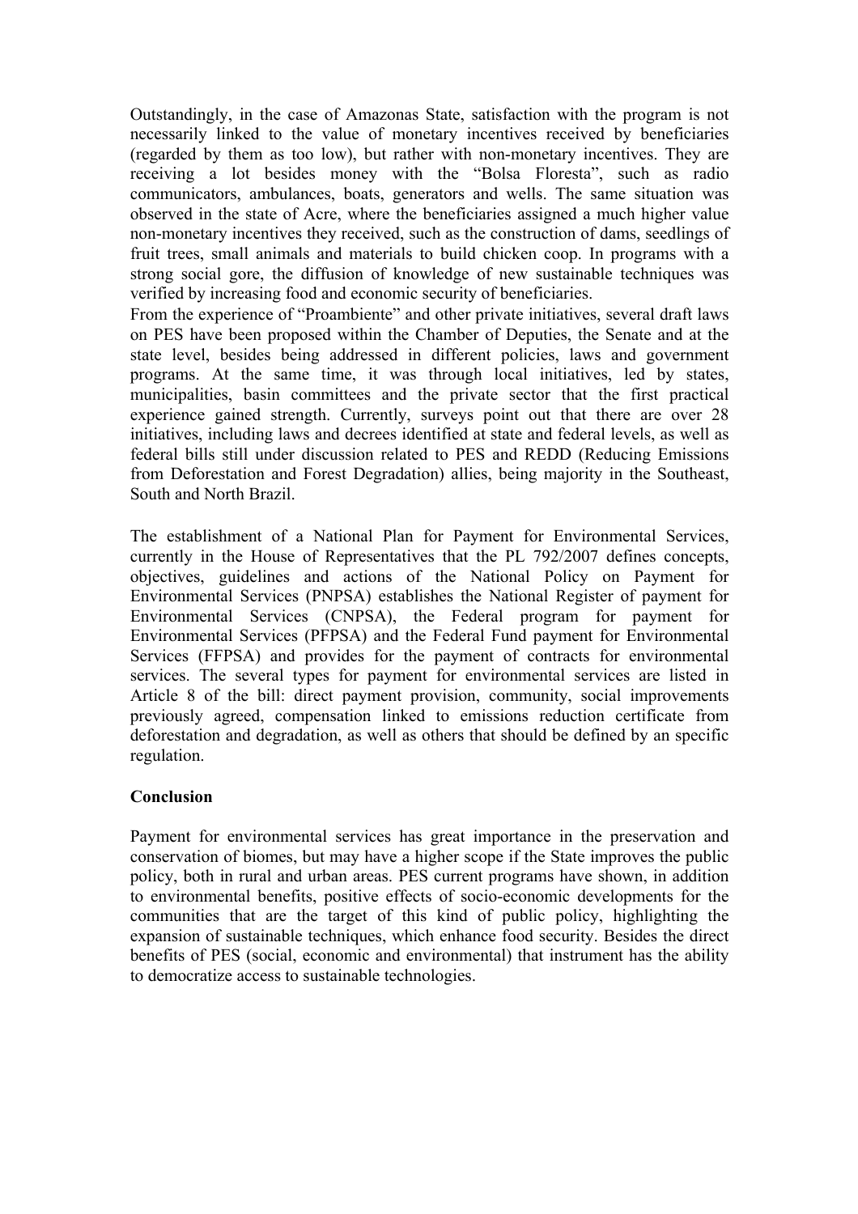Outstandingly, in the case of Amazonas State, satisfaction with the program is not necessarily linked to the value of monetary incentives received by beneficiaries (regarded by them as too low), but rather with non-monetary incentives. They are receiving a lot besides money with the "Bolsa Floresta", such as radio communicators, ambulances, boats, generators and wells. The same situation was observed in the state of Acre, where the beneficiaries assigned a much higher value non-monetary incentives they received, such as the construction of dams, seedlings of fruit trees, small animals and materials to build chicken coop. In programs with a strong social gore, the diffusion of knowledge of new sustainable techniques was verified by increasing food and economic security of beneficiaries.
From the experience of "Proambiente" and other private initiatives, several draft laws on PES have been proposed within the Chamber of Deputies, the Senate and at the state level, besides being addressed in different policies, laws and government programs. At the same time, it was through local initiatives, led by states, municipalities, basin committees and the private sector that the first practical experience gained strength. Currently, surveys point out that there are over 28 initiatives, including laws and decrees identified at state and federal levels, as well as federal bills still under discussion related to PES and REDD (Reducing Emissions from Deforestation and Forest Degradation) allies, being majority in the Southeast, South and North Brazil.

The establishment of a National Plan for Payment for Environmental Services, currently in the House of Representatives that the PL 792/2007 defines concepts, objectives, guidelines and actions of the National Policy on Payment for Environmental Services (PNPSA) establishes the National Register of payment for Environmental Services (CNPSA), the Federal program for payment for Environmental Services (PFPSA) and the Federal Fund payment for Environmental Services (FFPSA) and provides for the payment of contracts for environmental services. The several types for payment for environmental services are listed in Article 8 of the bill: direct payment provision, community, social improvements previously agreed, compensation linked to emissions reduction certificate from deforestation and degradation, as well as others that should be defined by an specific regulation.

**Conclusion**

Payment for environmental services has great importance in the preservation and conservation of biomes, but may have a higher scope if the State improves the public policy, both in rural and urban areas. PES current programs have shown, in addition to environmental benefits, positive effects of socio-economic developments for the communities that are the target of this kind of public policy, highlighting the expansion of sustainable techniques, which enhance food security. Besides the direct benefits of PES (social, economic and environmental) that instrument has the ability to democratize access to sustainable technologies.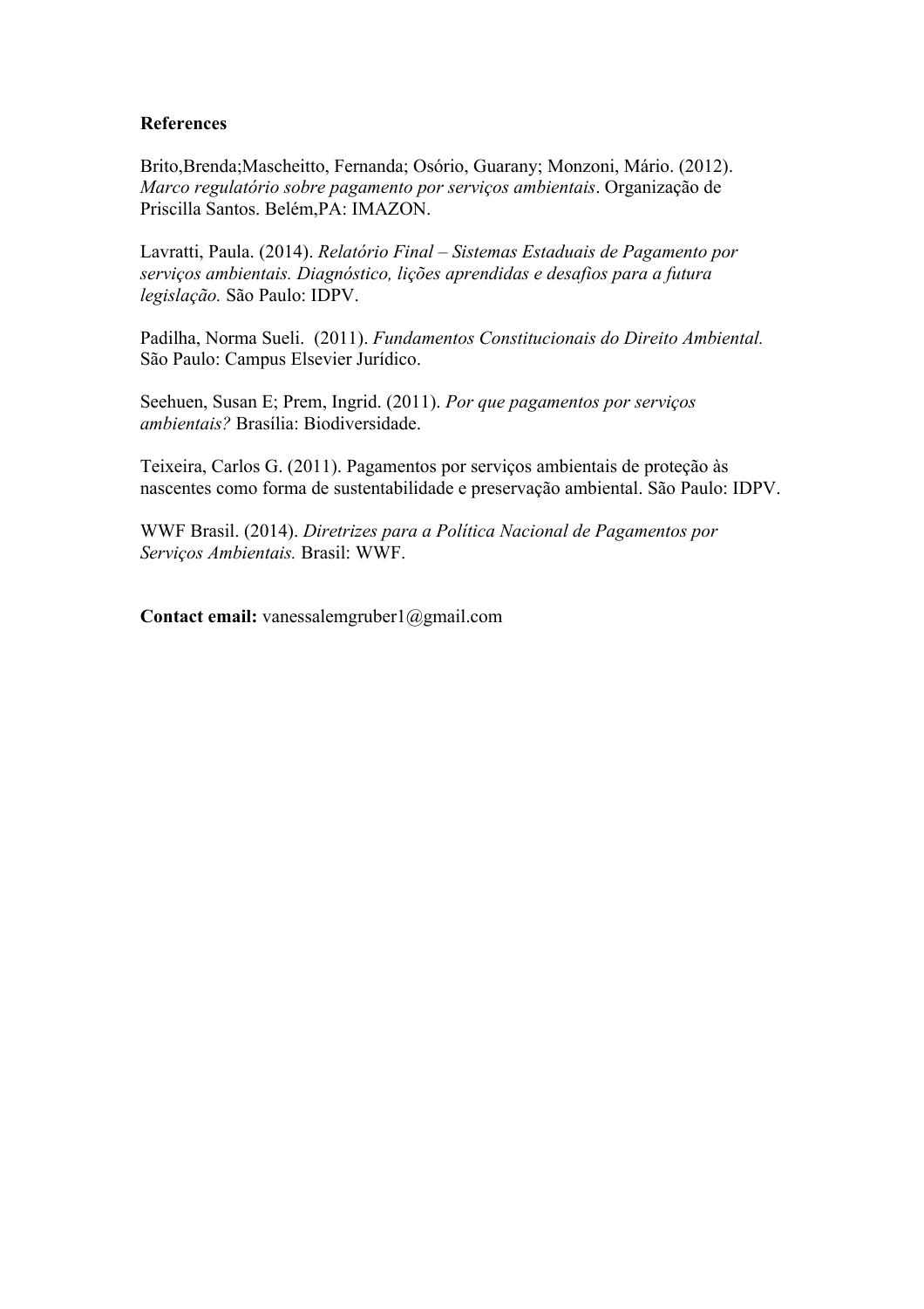**References**

Brito,Brenda;Mascheitto, Fernanda; Osório, Guarany; Monzoni, Mário. (2012). *Marco regulatório sobre pagamento por serviços ambientais*. Organização de Priscilla Santos. Belém,PA: IMAZON.

Lavratti, Paula. (2014). *Relatório Final – Sistemas Estaduais de Pagamento por serviços ambientais. Diagnóstico, lições aprendidas e desafios para a futura legislação.* São Paulo: IDPV.

Padilha, Norma Sueli. (2011). *Fundamentos Constitucionais do Direito Ambiental.* São Paulo: Campus Elsevier Jurídico.

Seehuen, Susan E; Prem, Ingrid. (2011). *Por que pagamentos por serviços ambientais?* Brasília: Biodiversidade.

Teixeira, Carlos G. (2011). Pagamentos por serviços ambientais de proteção às nascentes como forma de sustentabilidade e preservação ambiental. São Paulo: IDPV.

WWF Brasil. (2014). *Diretrizes para a Política Nacional de Pagamentos por Serviços Ambientais.* Brasil: WWF.

**Contact email:** vanessalemgruber1@gmail.com